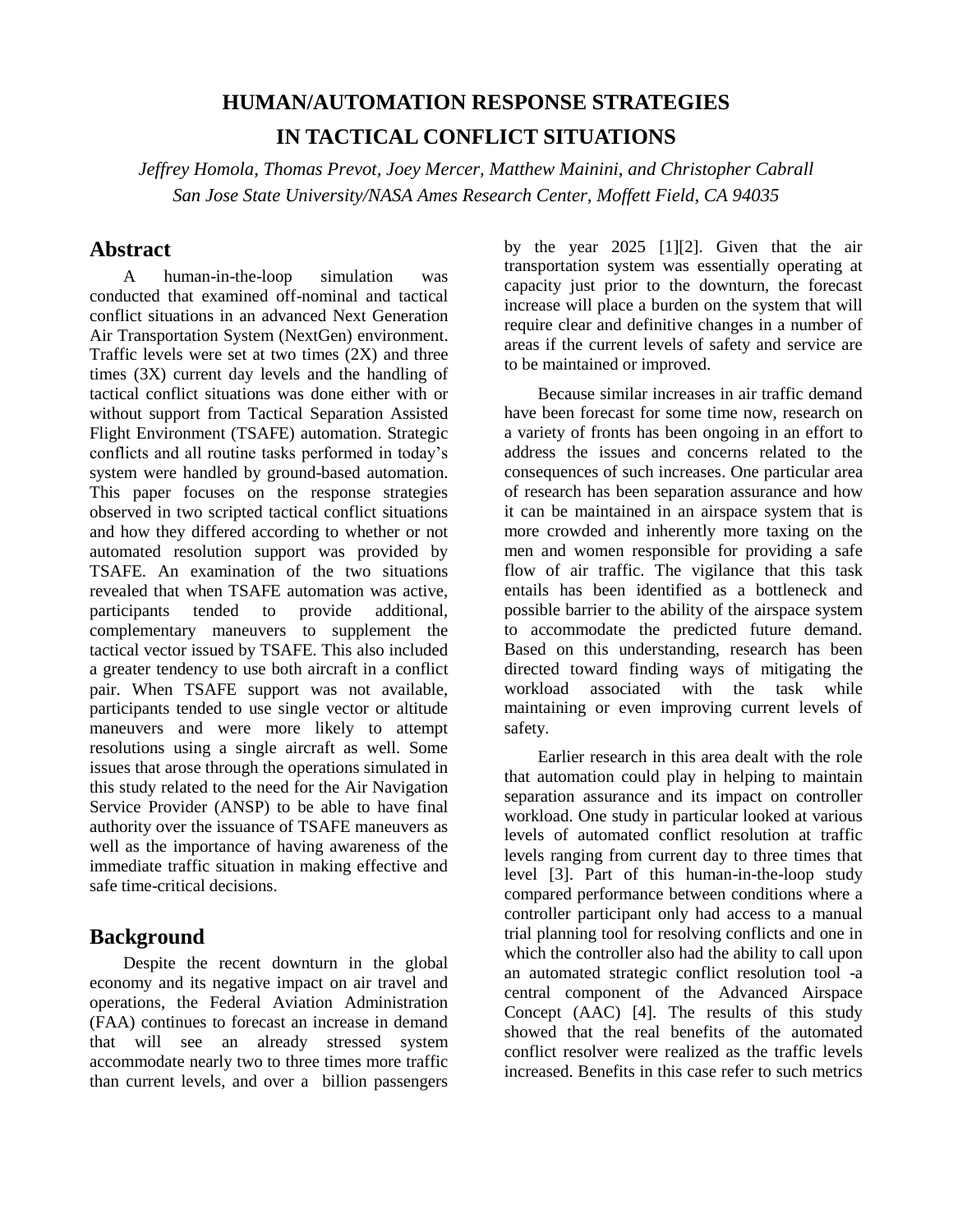# HUMAN/AUTOMATION RESPONSE STRATEGIES IN TACTICAL CONFLICT SITUATIONS

*Jeffrey Homola, Thomas Prevot, Joey Mercer, Matthew Mainini, and Christopher Cabrall*
*San Jose State University/NASA Ames Research Center, Moffett Field, CA 94035*

## Abstract

A human-in-the-loop simulation was conducted that examined off-nominal and tactical conflict situations in an advanced Next Generation Air Transportation System (NextGen) environment. Traffic levels were set at two times (2X) and three times (3X) current day levels and the handling of tactical conflict situations was done either with or without support from Tactical Separation Assisted Flight Environment (TSAFE) automation. Strategic conflicts and all routine tasks performed in today's system were handled by ground-based automation. This paper focuses on the response strategies observed in two scripted tactical conflict situations and how they differed according to whether or not automated resolution support was provided by TSAFE. An examination of the two situations revealed that when TSAFE automation was active, participants tended to provide additional, complementary maneuvers to supplement the tactical vector issued by TSAFE. This also included a greater tendency to use both aircraft in a conflict pair. When TSAFE support was not available, participants tended to use single vector or altitude maneuvers and were more likely to attempt resolutions using a single aircraft as well. Some issues that arose through the operations simulated in this study related to the need for the Air Navigation Service Provider (ANSP) to be able to have final authority over the issuance of TSAFE maneuvers as well as the importance of having awareness of the immediate traffic situation in making effective and safe time-critical decisions.

## Background

Despite the recent downturn in the global economy and its negative impact on air travel and operations, the Federal Aviation Administration (FAA) continues to forecast an increase in demand that will see an already stressed system accommodate nearly two to three times more traffic than current levels, and over a billion passengers by the year 2025 [1][2]. Given that the air transportation system was essentially operating at capacity just prior to the downturn, the forecast increase will place a burden on the system that will require clear and definitive changes in a number of areas if the current levels of safety and service are to be maintained or improved.

Because similar increases in air traffic demand have been forecast for some time now, research on a variety of fronts has been ongoing in an effort to address the issues and concerns related to the consequences of such increases. One particular area of research has been separation assurance and how it can be maintained in an airspace system that is more crowded and inherently more taxing on the men and women responsible for providing a safe flow of air traffic. The vigilance that this task entails has been identified as a bottleneck and possible barrier to the ability of the airspace system to accommodate the predicted future demand. Based on this understanding, research has been directed toward finding ways of mitigating the workload associated with the task while maintaining or even improving current levels of safety.

Earlier research in this area dealt with the role that automation could play in helping to maintain separation assurance and its impact on controller workload. One study in particular looked at various levels of automated conflict resolution at traffic levels ranging from current day to three times that level [3]. Part of this human-in-the-loop study compared performance between conditions where a controller participant only had access to a manual trial planning tool for resolving conflicts and one in which the controller also had the ability to call upon an automated strategic conflict resolution tool -a central component of the Advanced Airspace Concept (AAC) [4]. The results of this study showed that the real benefits of the automated conflict resolver were realized as the traffic levels increased. Benefits in this case refer to such metrics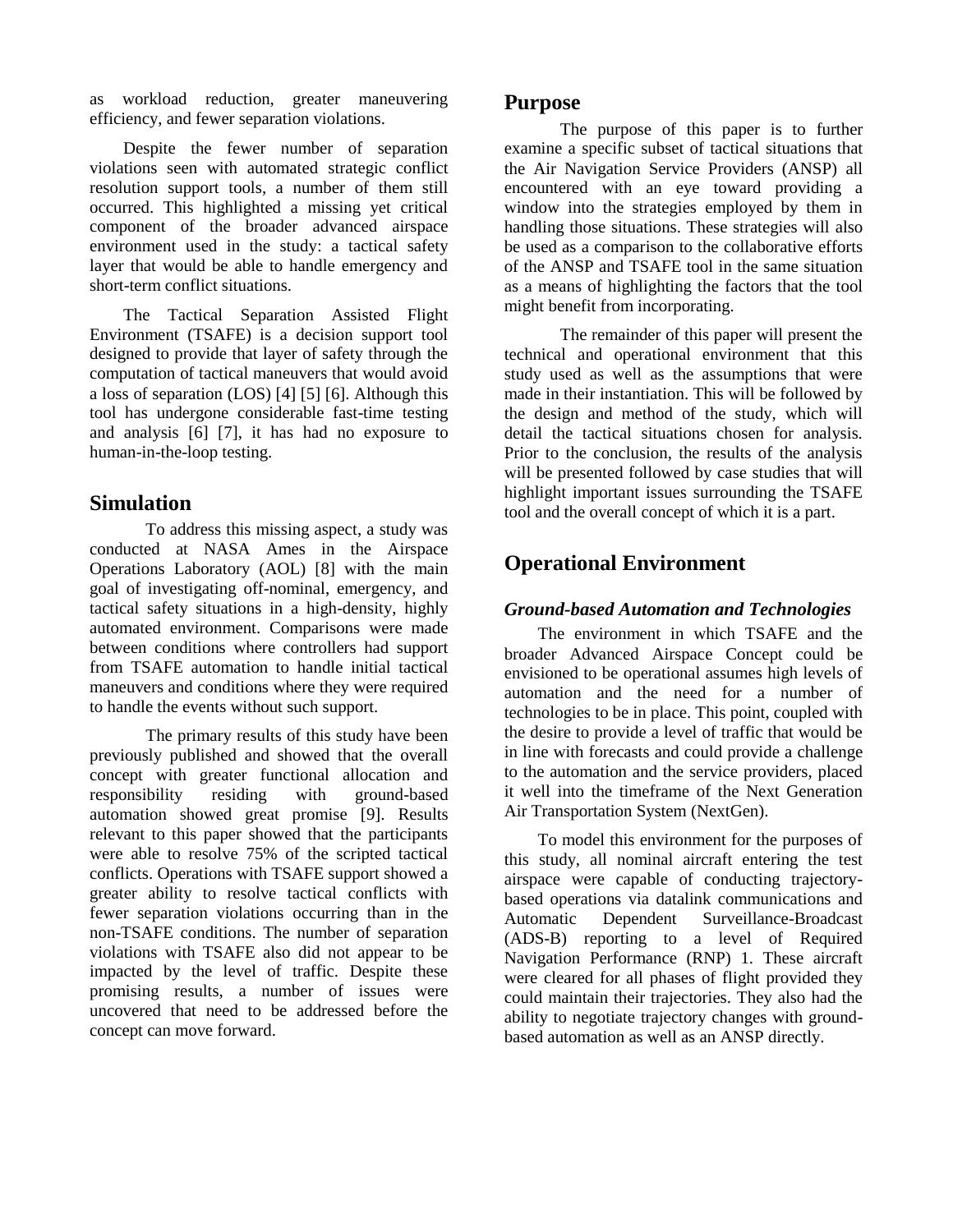as workload reduction, greater maneuvering efficiency, and fewer separation violations.

Despite the fewer number of separation violations seen with automated strategic conflict resolution support tools, a number of them still occurred. This highlighted a missing yet critical component of the broader advanced airspace environment used in the study: a tactical safety layer that would be able to handle emergency and short-term conflict situations.

The Tactical Separation Assisted Flight Environment (TSAFE) is a decision support tool designed to provide that layer of safety through the computation of tactical maneuvers that would avoid a loss of separation (LOS) [4] [5] [6]. Although this tool has undergone considerable fast-time testing and analysis [6] [7], it has had no exposure to human-in-the-loop testing.

## Simulation

To address this missing aspect, a study was conducted at NASA Ames in the Airspace Operations Laboratory (AOL) [8] with the main goal of investigating off-nominal, emergency, and tactical safety situations in a high-density, highly automated environment. Comparisons were made between conditions where controllers had support from TSAFE automation to handle initial tactical maneuvers and conditions where they were required to handle the events without such support.

The primary results of this study have been previously published and showed that the overall concept with greater functional allocation and responsibility residing with ground-based automation showed great promise [9]. Results relevant to this paper showed that the participants were able to resolve 75% of the scripted tactical conflicts. Operations with TSAFE support showed a greater ability to resolve tactical conflicts with fewer separation violations occurring than in the non-TSAFE conditions. The number of separation violations with TSAFE also did not appear to be impacted by the level of traffic. Despite these promising results, a number of issues were uncovered that need to be addressed before the concept can move forward.

## Purpose

The purpose of this paper is to further examine a specific subset of tactical situations that the Air Navigation Service Providers (ANSP) all encountered with an eye toward providing a window into the strategies employed by them in handling those situations. These strategies will also be used as a comparison to the collaborative efforts of the ANSP and TSAFE tool in the same situation as a means of highlighting the factors that the tool might benefit from incorporating.

The remainder of this paper will present the technical and operational environment that this study used as well as the assumptions that were made in their instantiation. This will be followed by the design and method of the study, which will detail the tactical situations chosen for analysis. Prior to the conclusion, the results of the analysis will be presented followed by case studies that will highlight important issues surrounding the TSAFE tool and the overall concept of which it is a part.

## Operational Environment

### *Ground-based Automation and Technologies*

The environment in which TSAFE and the broader Advanced Airspace Concept could be envisioned to be operational assumes high levels of automation and the need for a number of technologies to be in place. This point, coupled with the desire to provide a level of traffic that would be in line with forecasts and could provide a challenge to the automation and the service providers, placed it well into the timeframe of the Next Generation Air Transportation System (NextGen).

To model this environment for the purposes of this study, all nominal aircraft entering the test airspace were capable of conducting trajectory-based operations via datalink communications and Automatic Dependent Surveillance-Broadcast (ADS-B) reporting to a level of Required Navigation Performance (RNP) 1. These aircraft were cleared for all phases of flight provided they could maintain their trajectories. They also had the ability to negotiate trajectory changes with ground-based automation as well as an ANSP directly.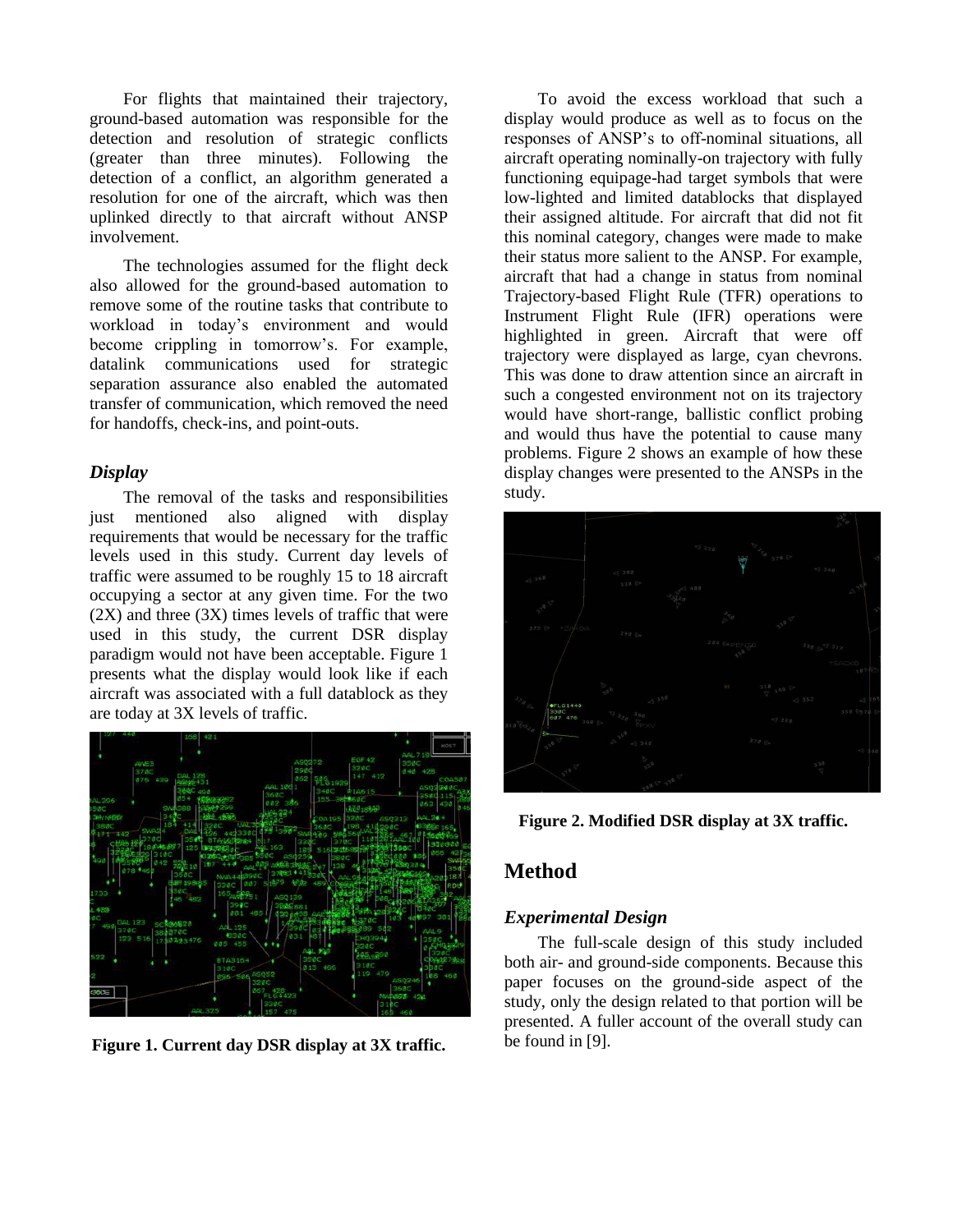For flights that maintained their trajectory, ground-based automation was responsible for the detection and resolution of strategic conflicts (greater than three minutes). Following the detection of a conflict, an algorithm generated a resolution for one of the aircraft, which was then uplinked directly to that aircraft without ANSP involvement.

The technologies assumed for the flight deck also allowed for the ground-based automation to remove some of the routine tasks that contribute to workload in today's environment and would become crippling in tomorrow's. For example, datalink communications used for strategic separation assurance also enabled the automated transfer of communication, which removed the need for handoffs, check-ins, and point-outs.

### *Display*

The removal of the tasks and responsibilities just mentioned also aligned with display requirements that would be necessary for the traffic levels used in this study. Current day levels of traffic were assumed to be roughly 15 to 18 aircraft occupying a sector at any given time. For the two (2X) and three (3X) times levels of traffic that were used in this study, the current DSR display paradigm would not have been acceptable. Figure 1 presents what the display would look like if each aircraft was associated with a full datablock as they are today at 3X levels of traffic.

**Figure 1. Current day DSR display at 3X traffic.**

To avoid the excess workload that such a display would produce as well as to focus on the responses of ANSP's to off-nominal situations, all aircraft operating nominally-on trajectory with fully functioning equipage-had target symbols that were low-lighted and limited datablocks that displayed their assigned altitude. For aircraft that did not fit this nominal category, changes were made to make their status more salient to the ANSP. For example, aircraft that had a change in status from nominal Trajectory-based Flight Rule (TFR) operations to Instrument Flight Rule (IFR) operations were highlighted in green. Aircraft that were off trajectory were displayed as large, cyan chevrons. This was done to draw attention since an aircraft in such a congested environment not on its trajectory would have short-range, ballistic conflict probing and would thus have the potential to cause many problems. Figure 2 shows an example of how these display changes were presented to the ANSPs in the study.

**Figure 2. Modified DSR display at 3X traffic.**

## Method

### *Experimental Design*

The full-scale design of this study included both air- and ground-side components. Because this paper focuses on the ground-side aspect of the study, only the design related to that portion will be presented. A fuller account of the overall study can be found in [9].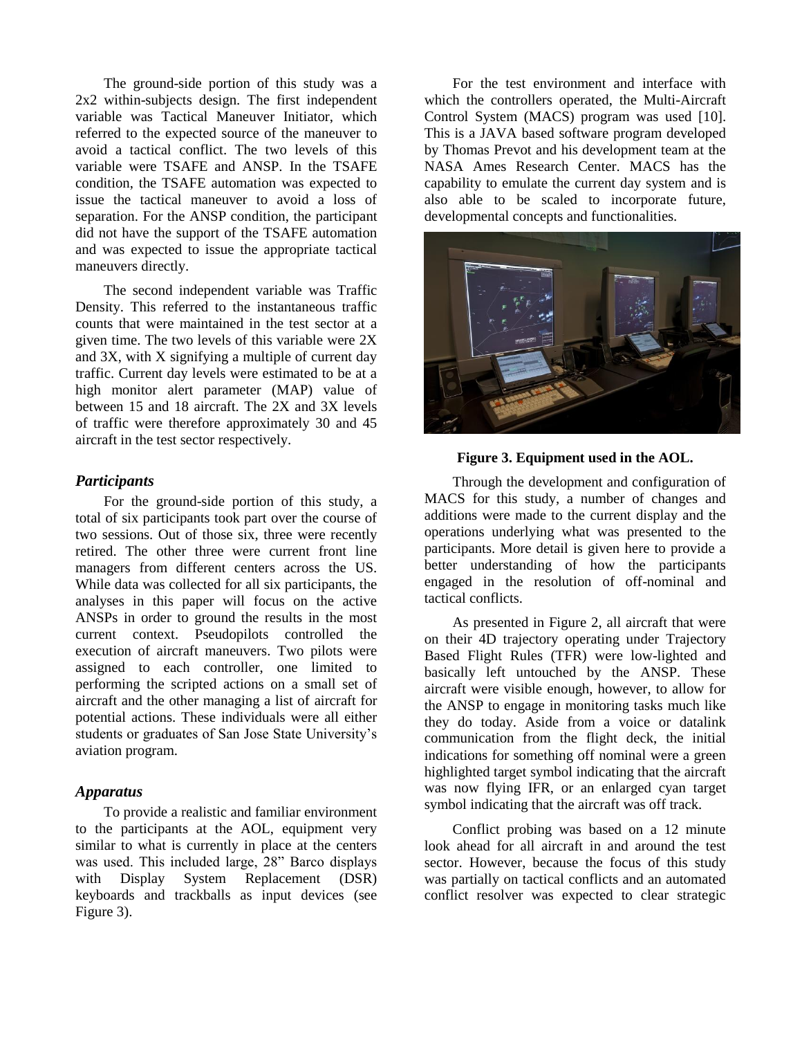The ground-side portion of this study was a 2x2 within-subjects design. The first independent variable was Tactical Maneuver Initiator, which referred to the expected source of the maneuver to avoid a tactical conflict. The two levels of this variable were TSAFE and ANSP. In the TSAFE condition, the TSAFE automation was expected to issue the tactical maneuver to avoid a loss of separation. For the ANSP condition, the participant did not have the support of the TSAFE automation and was expected to issue the appropriate tactical maneuvers directly.

The second independent variable was Traffic Density. This referred to the instantaneous traffic counts that were maintained in the test sector at a given time. The two levels of this variable were 2X and 3X, with X signifying a multiple of current day traffic. Current day levels were estimated to be at a high monitor alert parameter (MAP) value of between 15 and 18 aircraft. The 2X and 3X levels of traffic were therefore approximately 30 and 45 aircraft in the test sector respectively.

### *Participants*

For the ground-side portion of this study, a total of six participants took part over the course of two sessions. Out of those six, three were recently retired. The other three were current front line managers from different centers across the US. While data was collected for all six participants, the analyses in this paper will focus on the active ANSPs in order to ground the results in the most current context. Pseudopilots controlled the execution of aircraft maneuvers. Two pilots were assigned to each controller, one limited to performing the scripted actions on a small set of aircraft and the other managing a list of aircraft for potential actions. These individuals were all either students or graduates of San Jose State University's aviation program.

### *Apparatus*

To provide a realistic and familiar environment to the participants at the AOL, equipment very similar to what is currently in place at the centers was used. This included large, 28" Barco displays with Display System Replacement (DSR) keyboards and trackballs as input devices (see Figure 3).

For the test environment and interface with which the controllers operated, the Multi-Aircraft Control System (MACS) program was used [10]. This is a JAVA based software program developed by Thomas Prevot and his development team at the NASA Ames Research Center. MACS has the capability to emulate the current day system and is also able to be scaled to incorporate future, developmental concepts and functionalities.

**Figure 3. Equipment used in the AOL.**

Through the development and configuration of MACS for this study, a number of changes and additions were made to the current display and the operations underlying what was presented to the participants. More detail is given here to provide a better understanding of how the participants engaged in the resolution of off-nominal and tactical conflicts.

As presented in Figure 2, all aircraft that were on their 4D trajectory operating under Trajectory Based Flight Rules (TFR) were low-lighted and basically left untouched by the ANSP. These aircraft were visible enough, however, to allow for the ANSP to engage in monitoring tasks much like they do today. Aside from a voice or datalink communication from the flight deck, the initial indications for something off nominal were a green highlighted target symbol indicating that the aircraft was now flying IFR, or an enlarged cyan target symbol indicating that the aircraft was off track.

Conflict probing was based on a 12 minute look ahead for all aircraft in and around the test sector. However, because the focus of this study was partially on tactical conflicts and an automated conflict resolver was expected to clear strategic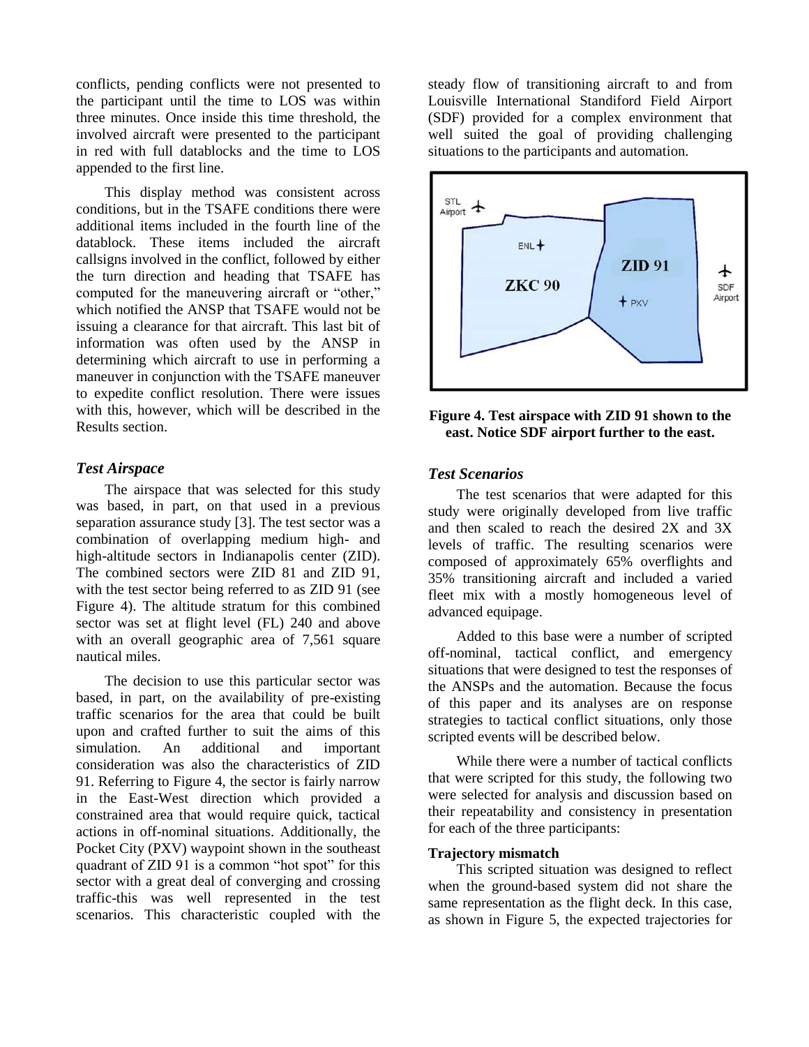conflicts, pending conflicts were not presented to the participant until the time to LOS was within three minutes. Once inside this time threshold, the involved aircraft were presented to the participant in red with full datablocks and the time to LOS appended to the first line.

This display method was consistent across conditions, but in the TSAFE conditions there were additional items included in the fourth line of the datablock. These items included the aircraft callsigns involved in the conflict, followed by either the turn direction and heading that TSAFE has computed for the maneuvering aircraft or "other," which notified the ANSP that TSAFE would not be issuing a clearance for that aircraft. This last bit of information was often used by the ANSP in determining which aircraft to use in performing a maneuver in conjunction with the TSAFE maneuver to expedite conflict resolution. There were issues with this, however, which will be described in the Results section.

### *Test Airspace*

The airspace that was selected for this study was based, in part, on that used in a previous separation assurance study [3]. The test sector was a combination of overlapping medium high- and high-altitude sectors in Indianapolis center (ZID). The combined sectors were ZID 81 and ZID 91, with the test sector being referred to as ZID 91 (see Figure 4). The altitude stratum for this combined sector was set at flight level (FL) 240 and above with an overall geographic area of 7,561 square nautical miles.

The decision to use this particular sector was based, in part, on the availability of pre-existing traffic scenarios for the area that could be built upon and crafted further to suit the aims of this simulation. An additional and important consideration was also the characteristics of ZID 91. Referring to Figure 4, the sector is fairly narrow in the East-West direction which provided a constrained area that would require quick, tactical actions in off-nominal situations. Additionally, the Pocket City (PXV) waypoint shown in the southeast quadrant of ZID 91 is a common "hot spot" for this sector with a great deal of converging and crossing traffic-this was well represented in the test scenarios. This characteristic coupled with the steady flow of transitioning aircraft to and from Louisville International Standiford Field Airport (SDF) provided for a complex environment that well suited the goal of providing challenging situations to the participants and automation.

**Figure 4. Test airspace with ZID 91 shown to the east. Notice SDF airport further to the east.**

### *Test Scenarios*

The test scenarios that were adapted for this study were originally developed from live traffic and then scaled to reach the desired 2X and 3X levels of traffic. The resulting scenarios were composed of approximately 65% overflights and 35% transitioning aircraft and included a varied fleet mix with a mostly homogeneous level of advanced equipage.

Added to this base were a number of scripted off-nominal, tactical conflict, and emergency situations that were designed to test the responses of the ANSPs and the automation. Because the focus of this paper and its analyses are on response strategies to tactical conflict situations, only those scripted events will be described below.

While there were a number of tactical conflicts that were scripted for this study, the following two were selected for analysis and discussion based on their repeatability and consistency in presentation for each of the three participants:

**Trajectory mismatch**

This scripted situation was designed to reflect when the ground-based system did not share the same representation as the flight deck. In this case, as shown in Figure 5, the expected trajectories for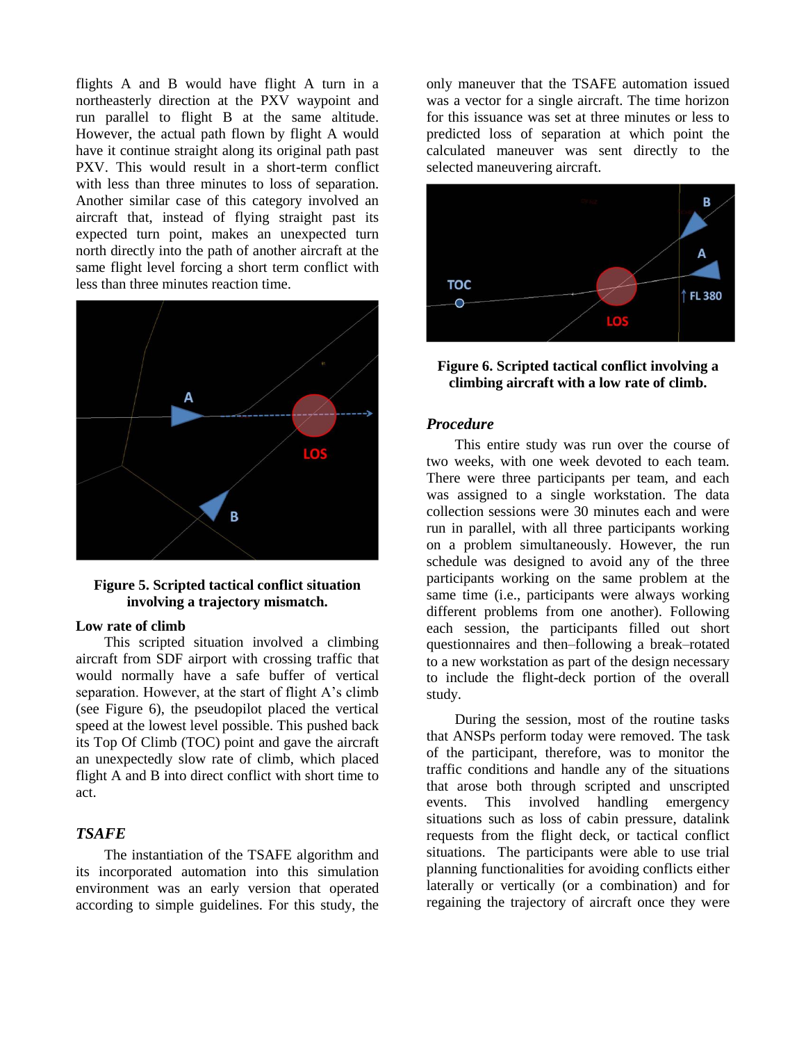flights A and B would have flight A turn in a northeasterly direction at the PXV waypoint and run parallel to flight B at the same altitude. However, the actual path flown by flight A would have it continue straight along its original path past PXV. This would result in a short-term conflict with less than three minutes to loss of separation. Another similar case of this category involved an aircraft that, instead of flying straight past its expected turn point, makes an unexpected turn north directly into the path of another aircraft at the same flight level forcing a short term conflict with less than three minutes reaction time.

**Figure 5. Scripted tactical conflict situation involving a trajectory mismatch.**

**Low rate of climb**

This scripted situation involved a climbing aircraft from SDF airport with crossing traffic that would normally have a safe buffer of vertical separation. However, at the start of flight A's climb (see Figure 6), the pseudopilot placed the vertical speed at the lowest level possible. This pushed back its Top Of Climb (TOC) point and gave the aircraft an unexpectedly slow rate of climb, which placed flight A and B into direct conflict with short time to act.

### *TSAFE*

The instantiation of the TSAFE algorithm and its incorporated automation into this simulation environment was an early version that operated according to simple guidelines. For this study, the only maneuver that the TSAFE automation issued was a vector for a single aircraft. The time horizon for this issuance was set at three minutes or less to predicted loss of separation at which point the calculated maneuver was sent directly to the selected maneuvering aircraft.

**Figure 6. Scripted tactical conflict involving a climbing aircraft with a low rate of climb.**

### *Procedure*

This entire study was run over the course of two weeks, with one week devoted to each team. There were three participants per team, and each was assigned to a single workstation. The data collection sessions were 30 minutes each and were run in parallel, with all three participants working on a problem simultaneously. However, the run schedule was designed to avoid any of the three participants working on the same problem at the same time (i.e., participants were always working different problems from one another). Following each session, the participants filled out short questionnaires and then–following a break–rotated to a new workstation as part of the design necessary to include the flight-deck portion of the overall study.

During the session, most of the routine tasks that ANSPs perform today were removed. The task of the participant, therefore, was to monitor the traffic conditions and handle any of the situations that arose both through scripted and unscripted events. This involved handling emergency situations such as loss of cabin pressure, datalink requests from the flight deck, or tactical conflict situations. The participants were able to use trial planning functionalities for avoiding conflicts either laterally or vertically (or a combination) and for regaining the trajectory of aircraft once they were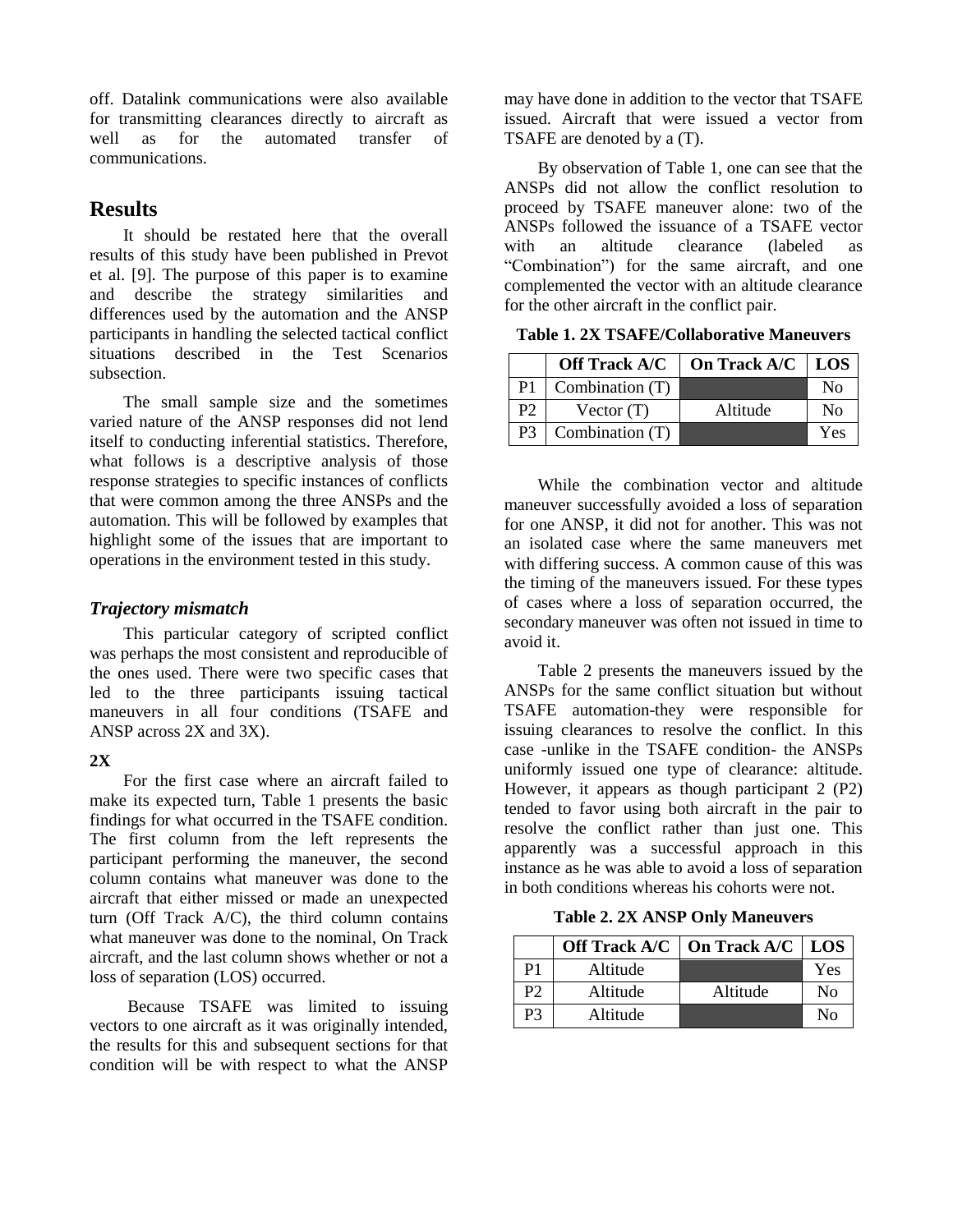off. Datalink communications were also available for transmitting clearances directly to aircraft as well as for the automated transfer of communications.

# Results

It should be restated here that the overall results of this study have been published in Prevot et al. [9]. The purpose of this paper is to examine and describe the strategy similarities and differences used by the automation and the ANSP participants in handling the selected tactical conflict situations described in the Test Scenarios subsection.

The small sample size and the sometimes varied nature of the ANSP responses did not lend itself to conducting inferential statistics. Therefore, what follows is a descriptive analysis of those response strategies to specific instances of conflicts that were common among the three ANSPs and the automation. This will be followed by examples that highlight some of the issues that are important to operations in the environment tested in this study.

## *Trajectory mismatch*

This particular category of scripted conflict was perhaps the most consistent and reproducible of the ones used. There were two specific cases that led to the three participants issuing tactical maneuvers in all four conditions (TSAFE and ANSP across 2X and 3X).

**2X**

For the first case where an aircraft failed to make its expected turn, Table 1 presents the basic findings for what occurred in the TSAFE condition. The first column from the left represents the participant performing the maneuver, the second column contains what maneuver was done to the aircraft that either missed or made an unexpected turn (Off Track A/C), the third column contains what maneuver was done to the nominal, On Track aircraft, and the last column shows whether or not a loss of separation (LOS) occurred.

Because TSAFE was limited to issuing vectors to one aircraft as it was originally intended, the results for this and subsequent sections for that condition will be with respect to what the ANSP may have done in addition to the vector that TSAFE issued. Aircraft that were issued a vector from TSAFE are denoted by a (T).

By observation of Table 1, one can see that the ANSPs did not allow the conflict resolution to proceed by TSAFE maneuver alone: two of the ANSPs followed the issuance of a TSAFE vector with an altitude clearance (labeled as "Combination") for the same aircraft, and one complemented the vector with an altitude clearance for the other aircraft in the conflict pair.

**Table 1. 2X TSAFE/Collaborative Maneuvers**

| | Off Track A/C | On Track A/C | LOS |
|---|---|---|---|
| P1 | Combination (T) | | No |
| P2 | Vector (T) | Altitude | No |
| P3 | Combination (T) | | Yes |

While the combination vector and altitude maneuver successfully avoided a loss of separation for one ANSP, it did not for another. This was not an isolated case where the same maneuvers met with differing success. A common cause of this was the timing of the maneuvers issued. For these types of cases where a loss of separation occurred, the secondary maneuver was often not issued in time to avoid it.

Table 2 presents the maneuvers issued by the ANSPs for the same conflict situation but without TSAFE automation-they were responsible for issuing clearances to resolve the conflict. In this case -unlike in the TSAFE condition- the ANSPs uniformly issued one type of clearance: altitude. However, it appears as though participant 2 (P2) tended to favor using both aircraft in the pair to resolve the conflict rather than just one. This apparently was a successful approach in this instance as he was able to avoid a loss of separation in both conditions whereas his cohorts were not.

**Table 2. 2X ANSP Only Maneuvers**

| | Off Track A/C | On Track A/C | LOS |
|---|---|---|---|
| P1 | Altitude | | Yes |
| P2 | Altitude | Altitude | No |
| P3 | Altitude | | No |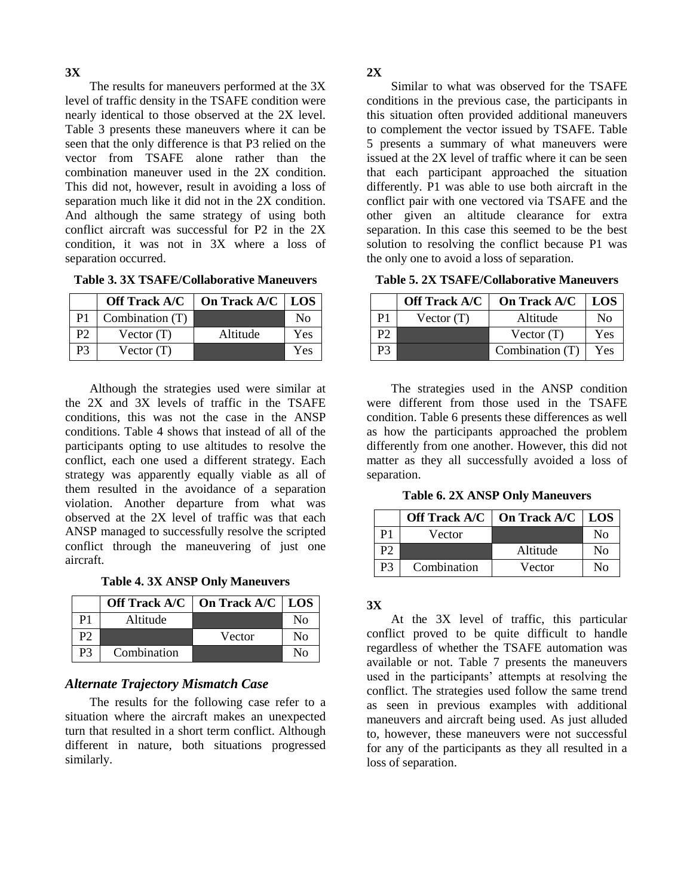**3X**

The results for maneuvers performed at the 3X level of traffic density in the TSAFE condition were nearly identical to those observed at the 2X level. Table 3 presents these maneuvers where it can be seen that the only difference is that P3 relied on the vector from TSAFE alone rather than the combination maneuver used in the 2X condition. This did not, however, result in avoiding a loss of separation much like it did not in the 2X condition. And although the same strategy of using both conflict aircraft was successful for P2 in the 2X condition, it was not in 3X where a loss of separation occurred.

**Table 3. 3X TSAFE/Collaborative Maneuvers**

| | Off Track A/C | On Track A/C | LOS |
|---|---|---|---|
| P1 | Combination (T) | | No |
| P2 | Vector (T) | Altitude | Yes |
| P3 | Vector (T) | | Yes |

Although the strategies used were similar at the 2X and 3X levels of traffic in the TSAFE conditions, this was not the case in the ANSP conditions. Table 4 shows that instead of all of the participants opting to use altitudes to resolve the conflict, each one used a different strategy. Each strategy was apparently equally viable as all of them resulted in the avoidance of a separation violation. Another departure from what was observed at the 2X level of traffic was that each ANSP managed to successfully resolve the scripted conflict through the maneuvering of just one aircraft.

**Table 4. 3X ANSP Only Maneuvers**

| | Off Track A/C | On Track A/C | LOS |
|---|---|---|---|
| P1 | Altitude | | No |
| P2 | | Vector | No |
| P3 | Combination | | No |

### *Alternate Trajectory Mismatch Case*

The results for the following case refer to a situation where the aircraft makes an unexpected turn that resulted in a short term conflict. Although different in nature, both situations progressed similarly.

**2X**

Similar to what was observed for the TSAFE conditions in the previous case, the participants in this situation often provided additional maneuvers to complement the vector issued by TSAFE. Table 5 presents a summary of what maneuvers were issued at the 2X level of traffic where it can be seen that each participant approached the situation differently. P1 was able to use both aircraft in the conflict pair with one vectored via TSAFE and the other given an altitude clearance for extra separation. In this case this seemed to be the best solution to resolving the conflict because P1 was the only one to avoid a loss of separation.

**Table 5. 2X TSAFE/Collaborative Maneuvers**

| | Off Track A/C | On Track A/C | LOS |
|---|---|---|---|
| P1 | Vector (T) | Altitude | No |
| P2 | | Vector (T) | Yes |
| P3 | | Combination (T) | Yes |

The strategies used in the ANSP condition were different from those used in the TSAFE condition. Table 6 presents these differences as well as how the participants approached the problem differently from one another. However, this did not matter as they all successfully avoided a loss of separation.

**Table 6. 2X ANSP Only Maneuvers**

| | Off Track A/C | On Track A/C | LOS |
|---|---|---|---|
| P1 | Vector | | No |
| P2 | | Altitude | No |
| P3 | Combination | Vector | No |

**3X**

At the 3X level of traffic, this particular conflict proved to be quite difficult to handle regardless of whether the TSAFE automation was available or not. Table 7 presents the maneuvers used in the participants' attempts at resolving the conflict. The strategies used follow the same trend as seen in previous examples with additional maneuvers and aircraft being used. As just alluded to, however, these maneuvers were not successful for any of the participants as they all resulted in a loss of separation.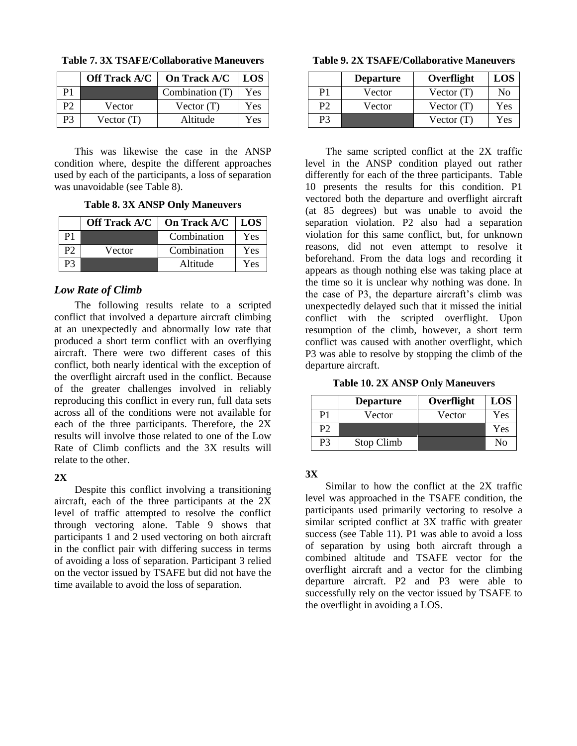**Table 7. 3X TSAFE/Collaborative Maneuvers**

| | Off Track A/C | On Track A/C | LOS |
|---|---|---|---|
| P1 | | Combination (T) | Yes |
| P2 | Vector | Vector (T) | Yes |
| P3 | Vector (T) | Altitude | Yes |

This was likewise the case in the ANSP condition where, despite the different approaches used by each of the participants, a loss of separation was unavoidable (see Table 8).

**Table 8. 3X ANSP Only Maneuvers**

| | Off Track A/C | On Track A/C | LOS |
|---|---|---|---|
| P1 | | Combination | Yes |
| P2 | Vector | Combination | Yes |
| P3 | | Altitude | Yes |

### *Low Rate of Climb*

The following results relate to a scripted conflict that involved a departure aircraft climbing at an unexpectedly and abnormally low rate that produced a short term conflict with an overflying aircraft. There were two different cases of this conflict, both nearly identical with the exception of the overflight aircraft used in the conflict. Because of the greater challenges involved in reliably reproducing this conflict in every run, full data sets across all of the conditions were not available for each of the three participants. Therefore, the 2X results will involve those related to one of the Low Rate of Climb conflicts and the 3X results will relate to the other.

**2X**

Despite this conflict involving a transitioning aircraft, each of the three participants at the 2X level of traffic attempted to resolve the conflict through vectoring alone. Table 9 shows that participants 1 and 2 used vectoring on both aircraft in the conflict pair with differing success in terms of avoiding a loss of separation. Participant 3 relied on the vector issued by TSAFE but did not have the time available to avoid the loss of separation.

**Table 9. 2X TSAFE/Collaborative Maneuvers**

| | Departure | Overflight | LOS |
|---|---|---|---|
| P1 | Vector | Vector (T) | No |
| P2 | Vector | Vector (T) | Yes |
| P3 | | Vector (T) | Yes |

The same scripted conflict at the 2X traffic level in the ANSP condition played out rather differently for each of the three participants. Table 10 presents the results for this condition. P1 vectored both the departure and overflight aircraft (at 85 degrees) but was unable to avoid the separation violation. P2 also had a separation violation for this same conflict, but, for unknown reasons, did not even attempt to resolve it beforehand. From the data logs and recording it appears as though nothing else was taking place at the time so it is unclear why nothing was done. In the case of P3, the departure aircraft's climb was unexpectedly delayed such that it missed the initial conflict with the scripted overflight. Upon resumption of the climb, however, a short term conflict was caused with another overflight, which P3 was able to resolve by stopping the climb of the departure aircraft.

**Table 10. 2X ANSP Only Maneuvers**

| | Departure | Overflight | LOS |
|---|---|---|---|
| P1 | Vector | Vector | Yes |
| P2 | | | Yes |
| P3 | Stop Climb | | No |

**3X**

Similar to how the conflict at the 2X traffic level was approached in the TSAFE condition, the participants used primarily vectoring to resolve a similar scripted conflict at 3X traffic with greater success (see Table 11). P1 was able to avoid a loss of separation by using both aircraft through a combined altitude and TSAFE vector for the overflight aircraft and a vector for the climbing departure aircraft. P2 and P3 were able to successfully rely on the vector issued by TSAFE to the overflight in avoiding a LOS.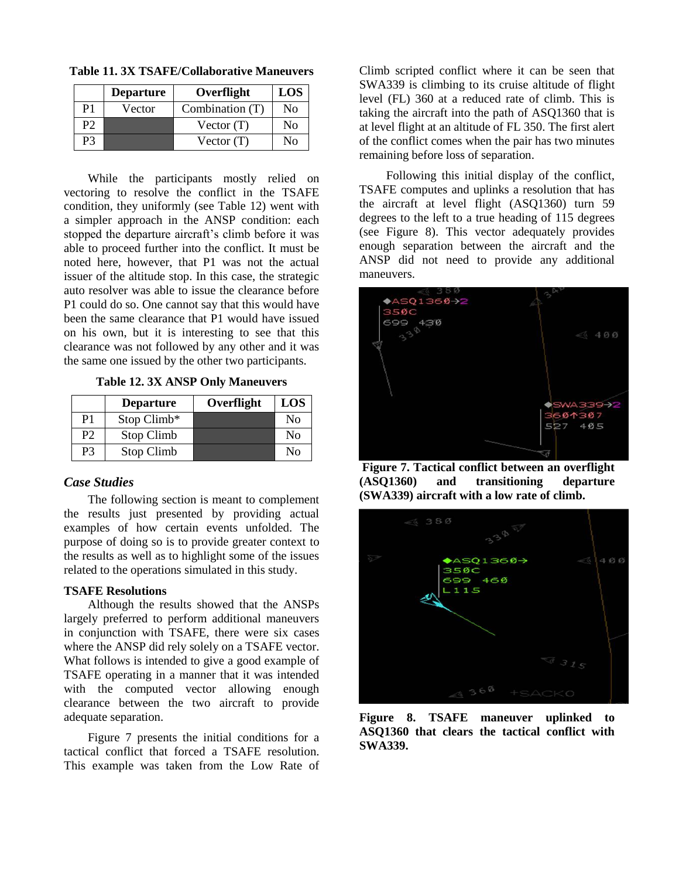**Table 11. 3X TSAFE/Collaborative Maneuvers**

| | Departure | Overflight | LOS |
|---|---|---|---|
| P1 | Vector | Combination (T) | No |
| P2 | | Vector (T) | No |
| P3 | | Vector (T) | No |

While the participants mostly relied on vectoring to resolve the conflict in the TSAFE condition, they uniformly (see Table 12) went with a simpler approach in the ANSP condition: each stopped the departure aircraft's climb before it was able to proceed further into the conflict. It must be noted here, however, that P1 was not the actual issuer of the altitude stop. In this case, the strategic auto resolver was able to issue the clearance before P1 could do so. One cannot say that this would have been the same clearance that P1 would have issued on his own, but it is interesting to see that this clearance was not followed by any other and it was the same one issued by the other two participants.

**Table 12. 3X ANSP Only Maneuvers**

| | Departure | Overflight | LOS |
|---|---|---|---|
| P1 | Stop Climb* | | No |
| P2 | Stop Climb | | No |
| P3 | Stop Climb | | No |

### *Case Studies*

The following section is meant to complement the results just presented by providing actual examples of how certain events unfolded. The purpose of doing so is to provide greater context to the results as well as to highlight some of the issues related to the operations simulated in this study.

#### TSAFE Resolutions

Although the results showed that the ANSPs largely preferred to perform additional maneuvers in conjunction with TSAFE, there were six cases where the ANSP did rely solely on a TSAFE vector. What follows is intended to give a good example of TSAFE operating in a manner that it was intended with the computed vector allowing enough clearance between the two aircraft to provide adequate separation.

Figure 7 presents the initial conditions for a tactical conflict that forced a TSAFE resolution. This example was taken from the Low Rate of Climb scripted conflict where it can be seen that SWA339 is climbing to its cruise altitude of flight level (FL) 360 at a reduced rate of climb. This is taking the aircraft into the path of ASQ1360 that is at level flight at an altitude of FL 350. The first alert of the conflict comes when the pair has two minutes remaining before loss of separation.

Following this initial display of the conflict, TSAFE computes and uplinks a resolution that has the aircraft at level flight (ASQ1360) turn 59 degrees to the left to a true heading of 115 degrees (see Figure 8). This vector adequately provides enough separation between the aircraft and the ANSP did not need to provide any additional maneuvers.

**Figure 7. Tactical conflict between an overflight (ASQ1360) and transitioning departure (SWA339) aircraft with a low rate of climb.**

**Figure 8. TSAFE maneuver uplinked to ASQ1360 that clears the tactical conflict with SWA339.**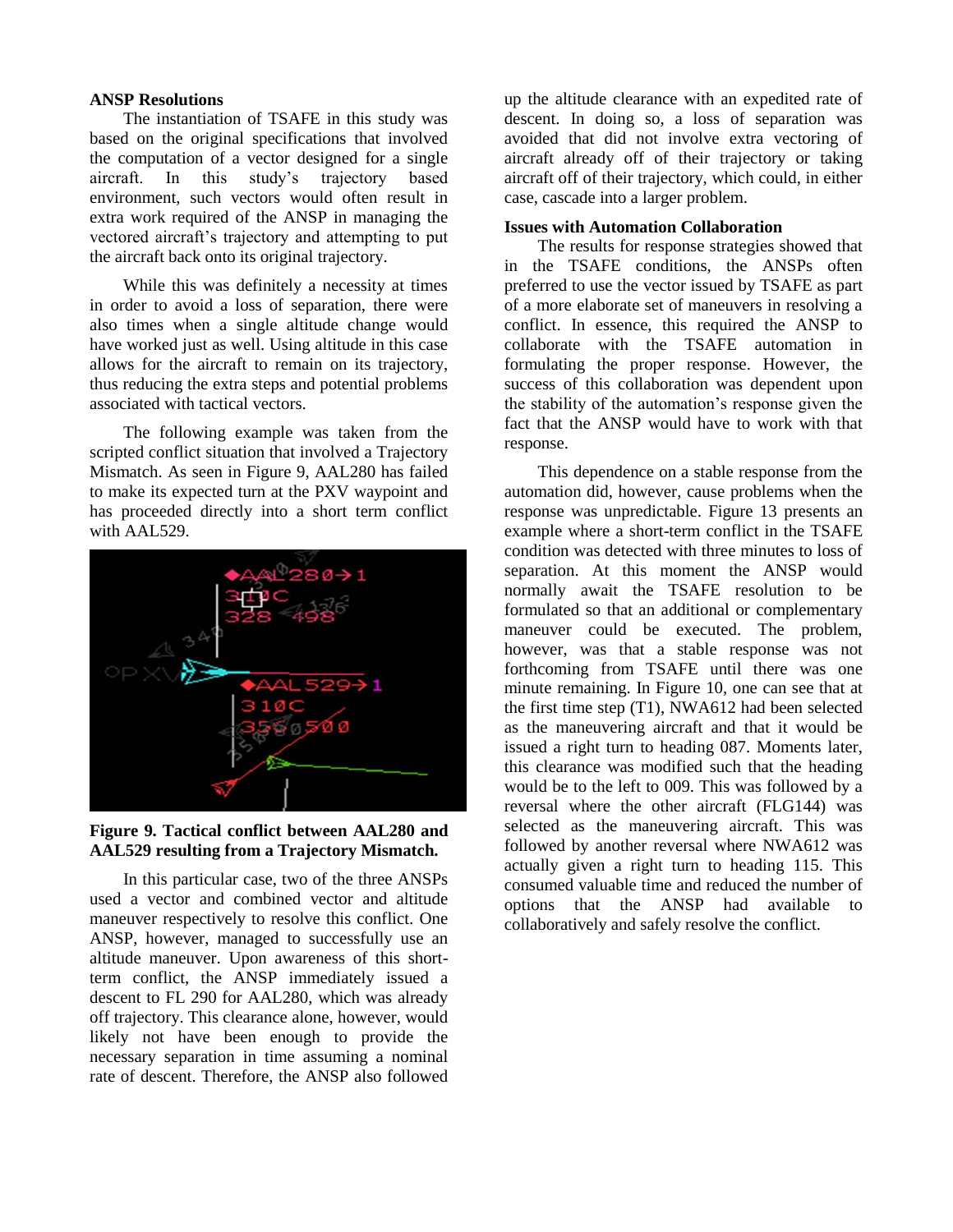### ANSP Resolutions

The instantiation of TSAFE in this study was based on the original specifications that involved the computation of a vector designed for a single aircraft. In this study's trajectory based environment, such vectors would often result in extra work required of the ANSP in managing the vectored aircraft's trajectory and attempting to put the aircraft back onto its original trajectory.

While this was definitely a necessity at times in order to avoid a loss of separation, there were also times when a single altitude change would have worked just as well. Using altitude in this case allows for the aircraft to remain on its trajectory, thus reducing the extra steps and potential problems associated with tactical vectors.

The following example was taken from the scripted conflict situation that involved a Trajectory Mismatch. As seen in Figure 9, AAL280 has failed to make its expected turn at the PXV waypoint and has proceeded directly into a short term conflict with AAL529.

**Figure 9. Tactical conflict between AAL280 and AAL529 resulting from a Trajectory Mismatch.**

In this particular case, two of the three ANSPs used a vector and combined vector and altitude maneuver respectively to resolve this conflict. One ANSP, however, managed to successfully use an altitude maneuver. Upon awareness of this short-term conflict, the ANSP immediately issued a descent to FL 290 for AAL280, which was already off trajectory. This clearance alone, however, would likely not have been enough to provide the necessary separation in time assuming a nominal rate of descent. Therefore, the ANSP also followed up the altitude clearance with an expedited rate of descent. In doing so, a loss of separation was avoided that did not involve extra vectoring of aircraft already off of their trajectory or taking aircraft off of their trajectory, which could, in either case, cascade into a larger problem.

### Issues with Automation Collaboration

The results for response strategies showed that in the TSAFE conditions, the ANSPs often preferred to use the vector issued by TSAFE as part of a more elaborate set of maneuvers in resolving a conflict. In essence, this required the ANSP to collaborate with the TSAFE automation in formulating the proper response. However, the success of this collaboration was dependent upon the stability of the automation's response given the fact that the ANSP would have to work with that response.

This dependence on a stable response from the automation did, however, cause problems when the response was unpredictable. Figure 13 presents an example where a short-term conflict in the TSAFE condition was detected with three minutes to loss of separation. At this moment the ANSP would normally await the TSAFE resolution to be formulated so that an additional or complementary maneuver could be executed. The problem, however, was that a stable response was not forthcoming from TSAFE until there was one minute remaining. In Figure 10, one can see that at the first time step (T1), NWA612 had been selected as the maneuvering aircraft and that it would be issued a right turn to heading 087. Moments later, this clearance was modified such that the heading would be to the left to 009. This was followed by a reversal where the other aircraft (FLG144) was selected as the maneuvering aircraft. This was followed by another reversal where NWA612 was actually given a right turn to heading 115. This consumed valuable time and reduced the number of options that the ANSP had available to collaboratively and safely resolve the conflict.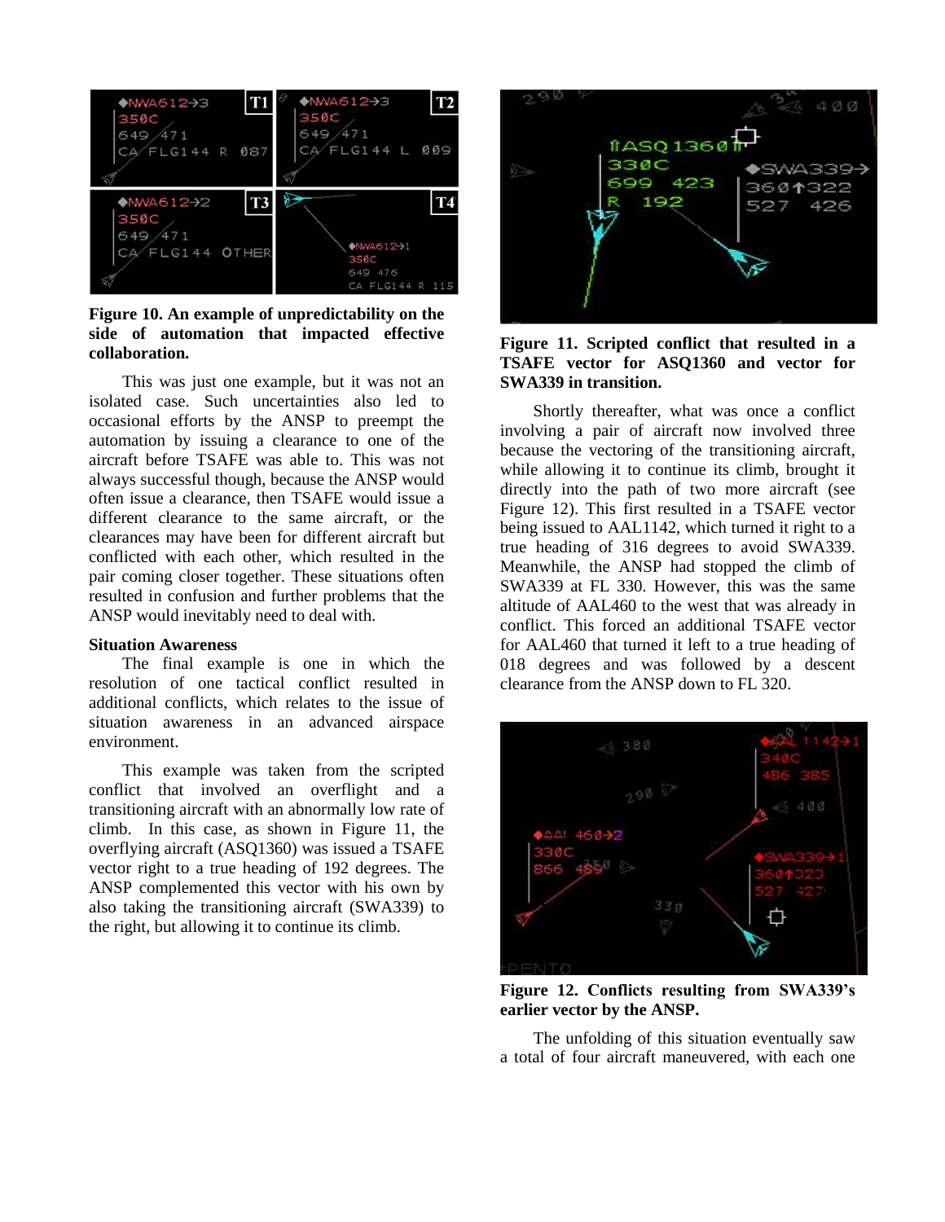**Figure 10. An example of unpredictability on the side of automation that impacted effective collaboration.**

This was just one example, but it was not an isolated case. Such uncertainties also led to occasional efforts by the ANSP to preempt the automation by issuing a clearance to one of the aircraft before TSAFE was able to. This was not always successful though, because the ANSP would often issue a clearance, then TSAFE would issue a different clearance to the same aircraft, or the clearances may have been for different aircraft but conflicted with each other, which resulted in the pair coming closer together. These situations often resulted in confusion and further problems that the ANSP would inevitably need to deal with.

### Situation Awareness

The final example is one in which the resolution of one tactical conflict resulted in additional conflicts, which relates to the issue of situation awareness in an advanced airspace environment.

This example was taken from the scripted conflict that involved an overflight and a transitioning aircraft with an abnormally low rate of climb. In this case, as shown in Figure 11, the overflying aircraft (ASQ1360) was issued a TSAFE vector right to a true heading of 192 degrees. The ANSP complemented this vector with his own by also taking the transitioning aircraft (SWA339) to the right, but allowing it to continue its climb.

**Figure 11. Scripted conflict that resulted in a TSAFE vector for ASQ1360 and vector for SWA339 in transition.**

Shortly thereafter, what was once a conflict involving a pair of aircraft now involved three because the vectoring of the transitioning aircraft, while allowing it to continue its climb, brought it directly into the path of two more aircraft (see Figure 12). This first resulted in a TSAFE vector being issued to AAL1142, which turned it right to a true heading of 316 degrees to avoid SWA339. Meanwhile, the ANSP had stopped the climb of SWA339 at FL 330. However, this was the same altitude of AAL460 to the west that was already in conflict. This forced an additional TSAFE vector for AAL460 that turned it left to a true heading of 018 degrees and was followed by a descent clearance from the ANSP down to FL 320.

**Figure 12. Conflicts resulting from SWA339's earlier vector by the ANSP.**

The unfolding of this situation eventually saw a total of four aircraft maneuvered, with each one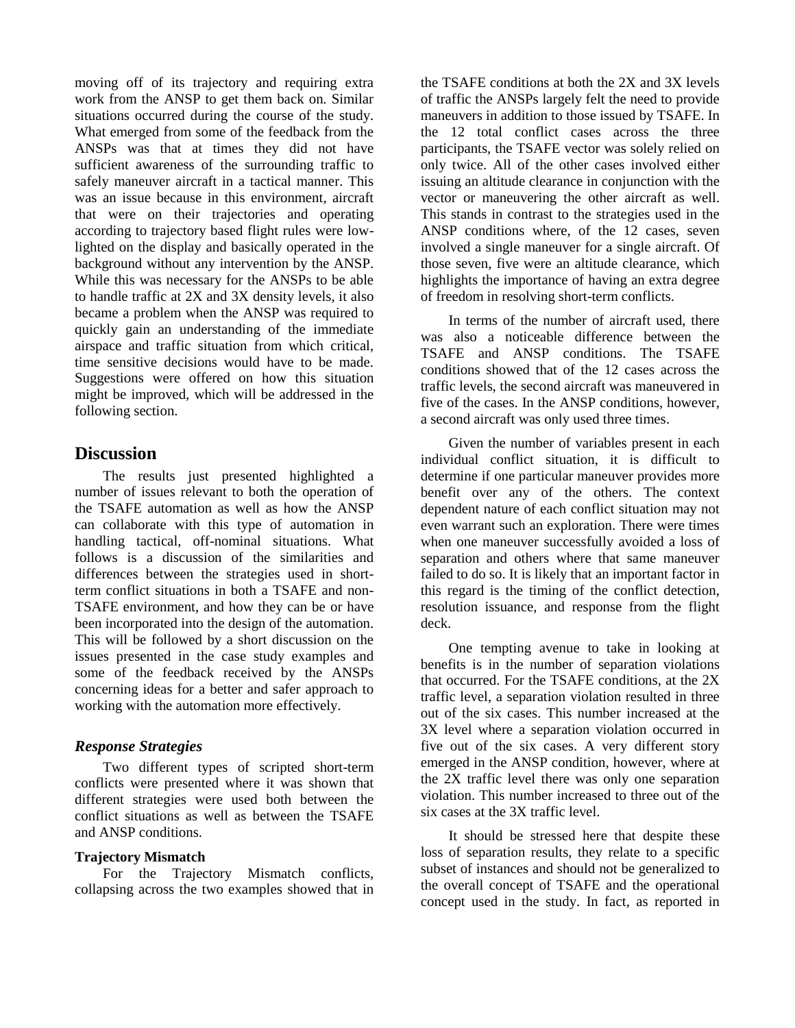moving off of its trajectory and requiring extra work from the ANSP to get them back on. Similar situations occurred during the course of the study. What emerged from some of the feedback from the ANSPs was that at times they did not have sufficient awareness of the surrounding traffic to safely maneuver aircraft in a tactical manner. This was an issue because in this environment, aircraft that were on their trajectories and operating according to trajectory based flight rules were low-lighted on the display and basically operated in the background without any intervention by the ANSP. While this was necessary for the ANSPs to be able to handle traffic at 2X and 3X density levels, it also became a problem when the ANSP was required to quickly gain an understanding of the immediate airspace and traffic situation from which critical, time sensitive decisions would have to be made. Suggestions were offered on how this situation might be improved, which will be addressed in the following section.

## Discussion

The results just presented highlighted a number of issues relevant to both the operation of the TSAFE automation as well as how the ANSP can collaborate with this type of automation in handling tactical, off-nominal situations. What follows is a discussion of the similarities and differences between the strategies used in short-term conflict situations in both a TSAFE and non-TSAFE environment, and how they can be or have been incorporated into the design of the automation. This will be followed by a short discussion on the issues presented in the case study examples and some of the feedback received by the ANSPs concerning ideas for a better and safer approach to working with the automation more effectively.

### *Response Strategies*

Two different types of scripted short-term conflicts were presented where it was shown that different strategies were used both between the conflict situations as well as between the TSAFE and ANSP conditions.

#### Trajectory Mismatch

For the Trajectory Mismatch conflicts, collapsing across the two examples showed that in the TSAFE conditions at both the 2X and 3X levels of traffic the ANSPs largely felt the need to provide maneuvers in addition to those issued by TSAFE. In the 12 total conflict cases across the three participants, the TSAFE vector was solely relied on only twice. All of the other cases involved either issuing an altitude clearance in conjunction with the vector or maneuvering the other aircraft as well. This stands in contrast to the strategies used in the ANSP conditions where, of the 12 cases, seven involved a single maneuver for a single aircraft. Of those seven, five were an altitude clearance, which highlights the importance of having an extra degree of freedom in resolving short-term conflicts.

In terms of the number of aircraft used, there was also a noticeable difference between the TSAFE and ANSP conditions. The TSAFE conditions showed that of the 12 cases across the traffic levels, the second aircraft was maneuvered in five of the cases. In the ANSP conditions, however, a second aircraft was only used three times.

Given the number of variables present in each individual conflict situation, it is difficult to determine if one particular maneuver provides more benefit over any of the others. The context dependent nature of each conflict situation may not even warrant such an exploration. There were times when one maneuver successfully avoided a loss of separation and others where that same maneuver failed to do so. It is likely that an important factor in this regard is the timing of the conflict detection, resolution issuance, and response from the flight deck.

One tempting avenue to take in looking at benefits is in the number of separation violations that occurred. For the TSAFE conditions, at the 2X traffic level, a separation violation resulted in three out of the six cases. This number increased at the 3X level where a separation violation occurred in five out of the six cases. A very different story emerged in the ANSP condition, however, where at the 2X traffic level there was only one separation violation. This number increased to three out of the six cases at the 3X traffic level.

It should be stressed here that despite these loss of separation results, they relate to a specific subset of instances and should not be generalized to the overall concept of TSAFE and the operational concept used in the study. In fact, as reported in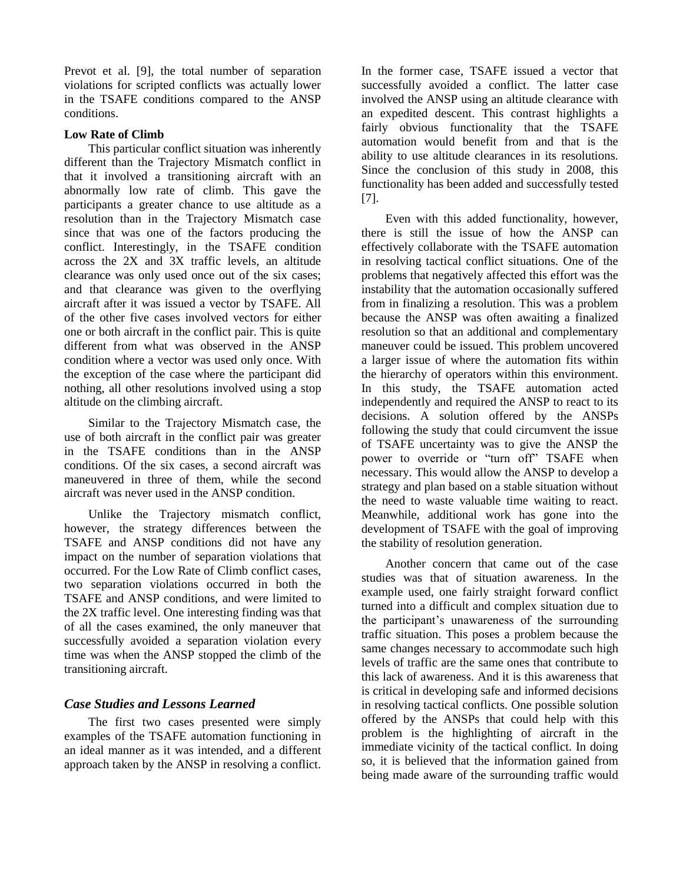Prevot et al. [9], the total number of separation violations for scripted conflicts was actually lower in the TSAFE conditions compared to the ANSP conditions.

**Low Rate of Climb**

This particular conflict situation was inherently different than the Trajectory Mismatch conflict in that it involved a transitioning aircraft with an abnormally low rate of climb. This gave the participants a greater chance to use altitude as a resolution than in the Trajectory Mismatch case since that was one of the factors producing the conflict. Interestingly, in the TSAFE condition across the 2X and 3X traffic levels, an altitude clearance was only used once out of the six cases; and that clearance was given to the overflying aircraft after it was issued a vector by TSAFE. All of the other five cases involved vectors for either one or both aircraft in the conflict pair. This is quite different from what was observed in the ANSP condition where a vector was used only once. With the exception of the case where the participant did nothing, all other resolutions involved using a stop altitude on the climbing aircraft.

Similar to the Trajectory Mismatch case, the use of both aircraft in the conflict pair was greater in the TSAFE conditions than in the ANSP conditions. Of the six cases, a second aircraft was maneuvered in three of them, while the second aircraft was never used in the ANSP condition.

Unlike the Trajectory mismatch conflict, however, the strategy differences between the TSAFE and ANSP conditions did not have any impact on the number of separation violations that occurred. For the Low Rate of Climb conflict cases, two separation violations occurred in both the TSAFE and ANSP conditions, and were limited to the 2X traffic level. One interesting finding was that of all the cases examined, the only maneuver that successfully avoided a separation violation every time was when the ANSP stopped the climb of the transitioning aircraft.

## *Case Studies and Lessons Learned*

The first two cases presented were simply examples of the TSAFE automation functioning in an ideal manner as it was intended, and a different approach taken by the ANSP in resolving a conflict. In the former case, TSAFE issued a vector that successfully avoided a conflict. The latter case involved the ANSP using an altitude clearance with an expedited descent. This contrast highlights a fairly obvious functionality that the TSAFE automation would benefit from and that is the ability to use altitude clearances in its resolutions. Since the conclusion of this study in 2008, this functionality has been added and successfully tested [7].

Even with this added functionality, however, there is still the issue of how the ANSP can effectively collaborate with the TSAFE automation in resolving tactical conflict situations. One of the problems that negatively affected this effort was the instability that the automation occasionally suffered from in finalizing a resolution. This was a problem because the ANSP was often awaiting a finalized resolution so that an additional and complementary maneuver could be issued. This problem uncovered a larger issue of where the automation fits within the hierarchy of operators within this environment. In this study, the TSAFE automation acted independently and required the ANSP to react to its decisions. A solution offered by the ANSPs following the study that could circumvent the issue of TSAFE uncertainty was to give the ANSP the power to override or "turn off" TSAFE when necessary. This would allow the ANSP to develop a strategy and plan based on a stable situation without the need to waste valuable time waiting to react. Meanwhile, additional work has gone into the development of TSAFE with the goal of improving the stability of resolution generation.

Another concern that came out of the case studies was that of situation awareness. In the example used, one fairly straight forward conflict turned into a difficult and complex situation due to the participant's unawareness of the surrounding traffic situation. This poses a problem because the same changes necessary to accommodate such high levels of traffic are the same ones that contribute to this lack of awareness. And it is this awareness that is critical in developing safe and informed decisions in resolving tactical conflicts. One possible solution offered by the ANSPs that could help with this problem is the highlighting of aircraft in the immediate vicinity of the tactical conflict. In doing so, it is believed that the information gained from being made aware of the surrounding traffic would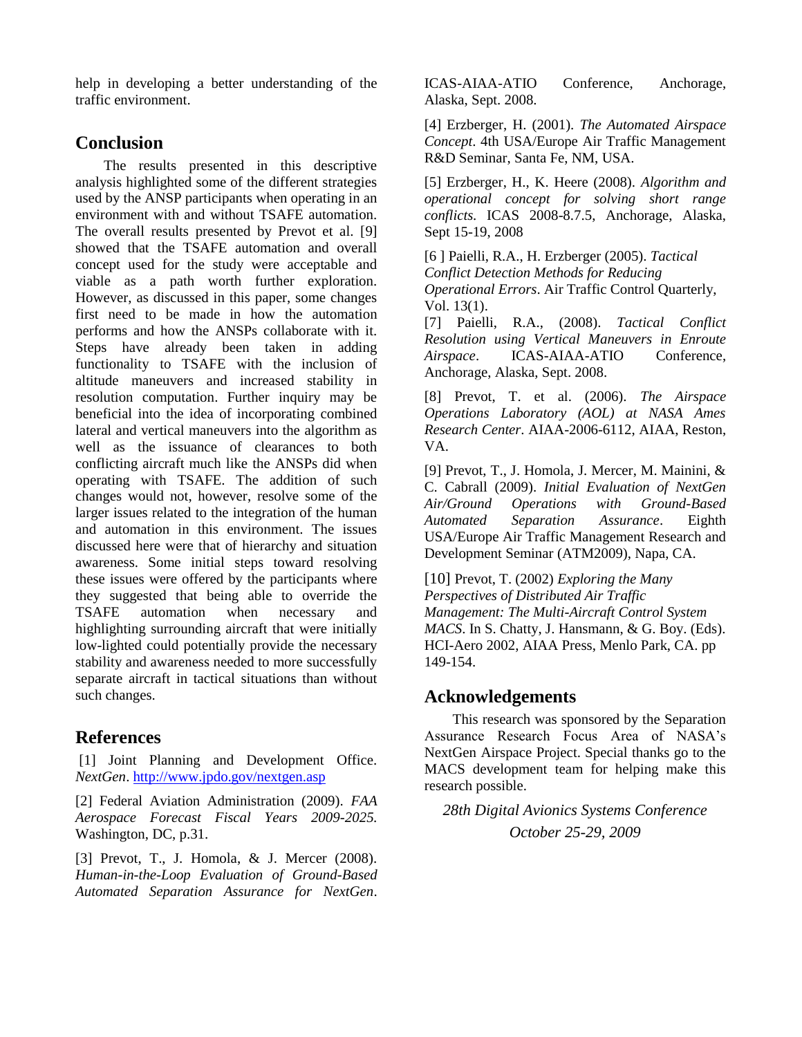help in developing a better understanding of the traffic environment.

## Conclusion

The results presented in this descriptive analysis highlighted some of the different strategies used by the ANSP participants when operating in an environment with and without TSAFE automation. The overall results presented by Prevot et al. [9] showed that the TSAFE automation and overall concept used for the study were acceptable and viable as a path worth further exploration. However, as discussed in this paper, some changes first need to be made in how the automation performs and how the ANSPs collaborate with it. Steps have already been taken in adding functionality to TSAFE with the inclusion of altitude maneuvers and increased stability in resolution computation. Further inquiry may be beneficial into the idea of incorporating combined lateral and vertical maneuvers into the algorithm as well as the issuance of clearances to both conflicting aircraft much like the ANSPs did when operating with TSAFE. The addition of such changes would not, however, resolve some of the larger issues related to the integration of the human and automation in this environment. The issues discussed here were that of hierarchy and situation awareness. Some initial steps toward resolving these issues were offered by the participants where they suggested that being able to override the TSAFE automation when necessary and highlighting surrounding aircraft that were initially low-lighted could potentially provide the necessary stability and awareness needed to more successfully separate aircraft in tactical situations than without such changes.

## References

[1] Joint Planning and Development Office. *NextGen*. http://www.jpdo.gov/nextgen.asp

[2] Federal Aviation Administration (2009). *FAA Aerospace Forecast Fiscal Years 2009-2025.* Washington, DC, p.31.

[3] Prevot, T., J. Homola, & J. Mercer (2008). *Human-in-the-Loop Evaluation of Ground-Based Automated Separation Assurance for NextGen*. ICAS-AIAA-ATIO Conference, Anchorage, Alaska, Sept. 2008.

[4] Erzberger, H. (2001). *The Automated Airspace Concept*. 4th USA/Europe Air Traffic Management R&D Seminar, Santa Fe, NM, USA.

[5] Erzberger, H., K. Heere (2008). *Algorithm and operational concept for solving short range conflicts.* ICAS 2008-8.7.5, Anchorage, Alaska, Sept 15-19, 2008

[6 ] Paielli, R.A., H. Erzberger (2005). *Tactical Conflict Detection Methods for Reducing Operational Errors*. Air Traffic Control Quarterly, Vol. 13(1).

[7] Paielli, R.A., (2008). *Tactical Conflict Resolution using Vertical Maneuvers in Enroute Airspace*. ICAS-AIAA-ATIO Conference, Anchorage, Alaska, Sept. 2008.

[8] Prevot, T. et al. (2006). *The Airspace Operations Laboratory (AOL) at NASA Ames Research Center*. AIAA-2006-6112, AIAA, Reston, VA.

[9] Prevot, T., J. Homola, J. Mercer, M. Mainini, & C. Cabrall (2009). *Initial Evaluation of NextGen Air/Ground Operations with Ground-Based Automated Separation Assurance*. Eighth USA/Europe Air Traffic Management Research and Development Seminar (ATM2009), Napa, CA.

[10] Prevot, T. (2002) *Exploring the Many Perspectives of Distributed Air Traffic Management: The Multi-Aircraft Control System MACS*. In S. Chatty, J. Hansmann, & G. Boy. (Eds). HCI-Aero 2002, AIAA Press, Menlo Park, CA. pp 149-154.

## Acknowledgements

This research was sponsored by the Separation Assurance Research Focus Area of NASA's NextGen Airspace Project. Special thanks go to the MACS development team for helping make this research possible.

*28th Digital Avionics Systems Conference*
*October 25-29, 2009*